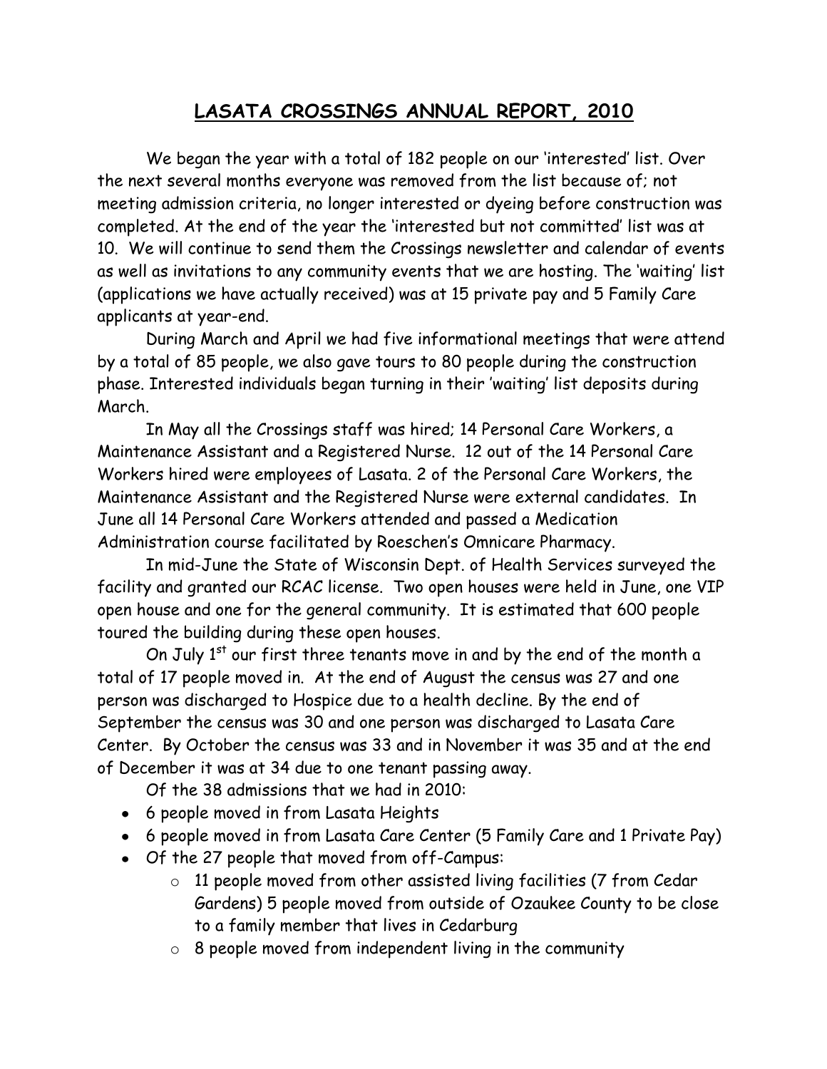# LASATA CROSSINGS ANNUAL REPORT, 2010

We began the year with a total of 182 people on our 'interested' list. Over the next several months everyone was removed from the list because of; not meeting admission criteria, no longer interested or dyeing before construction was completed. At the end of the year the 'interested but not committed' list was at 10. We will continue to send them the Crossings newsletter and calendar of events as well as invitations to any community events that we are hosting. The 'waiting' list (applications we have actually received) was at 15 private pay and 5 Family Care applicants at year-end.

During March and April we had five informational meetings that were attend by a total of 85 people, we also gave tours to 80 people during the construction phase. Interested individuals began turning in their 'waiting' list deposits during March.

In May all the Crossings staff was hired; 14 Personal Care Workers, a Maintenance Assistant and a Registered Nurse. 12 out of the 14 Personal Care Workers hired were employees of Lasata. 2 of the Personal Care Workers, the Maintenance Assistant and the Registered Nurse were external candidates. In June all 14 Personal Care Workers attended and passed a Medication Administration course facilitated by Roeschen's Omnicare Pharmacy.

In mid-June the State of Wisconsin Dept. of Health Services surveyed the facility and granted our RCAC license. Two open houses were held in June, one VIP open house and one for the general community. It is estimated that 600 people toured the building during these open houses.

On July 1st our first three tenants move in and by the end of the month a total of 17 people moved in. At the end of August the census was 27 and one person was discharged to Hospice due to a health decline. By the end of September the census was 30 and one person was discharged to Lasata Care Center. By October the census was 33 and in November it was 35 and at the end of December it was at 34 due to one tenant passing away.

Of the 38 admissions that we had in 2010:

- 6 people moved in from Lasata Heights
- 6 people moved in from Lasata Care Center (5 Family Care and 1 Private Pay)
- Of the 27 people that moved from off-Campus:
  - 11 people moved from other assisted living facilities (7 from Cedar Gardens) 5 people moved from outside of Ozaukee County to be close to a family member that lives in Cedarburg
  - 8 people moved from independent living in the community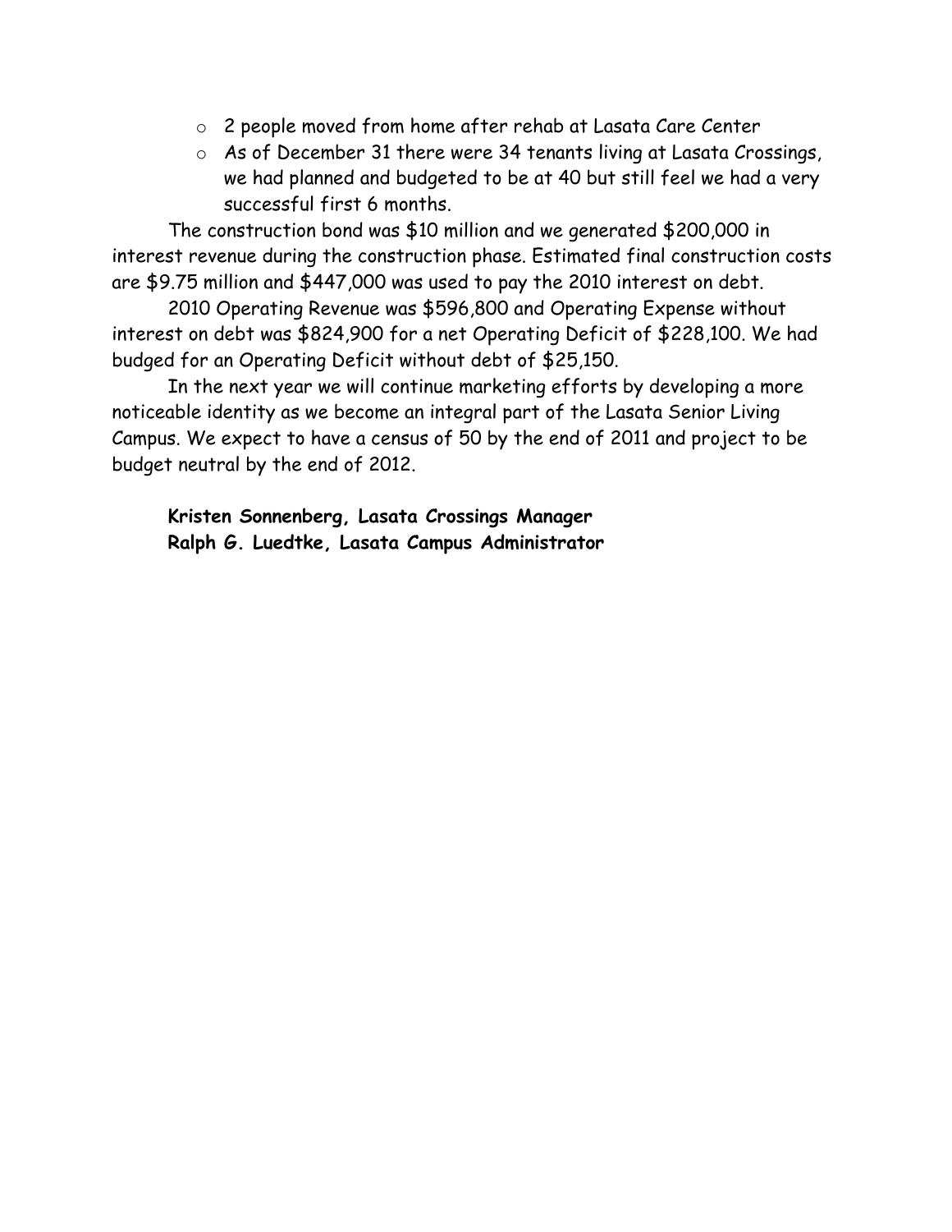- 2 people moved from home after rehab at Lasata Care Center
- As of December 31 there were 34 tenants living at Lasata Crossings, we had planned and budgeted to be at 40 but still feel we had a very successful first 6 months.

The construction bond was $10 million and we generated $200,000 in interest revenue during the construction phase. Estimated final construction costs are $9.75 million and $447,000 was used to pay the 2010 interest on debt.

2010 Operating Revenue was $596,800 and Operating Expense without interest on debt was $824,900 for a net Operating Deficit of $228,100. We had budged for an Operating Deficit without debt of $25,150.

In the next year we will continue marketing efforts by developing a more noticeable identity as we become an integral part of the Lasata Senior Living Campus. We expect to have a census of 50 by the end of 2011 and project to be budget neutral by the end of 2012.

**Kristen Sonnenberg, Lasata Crossings Manager**
**Ralph G. Luedtke, Lasata Campus Administrator**